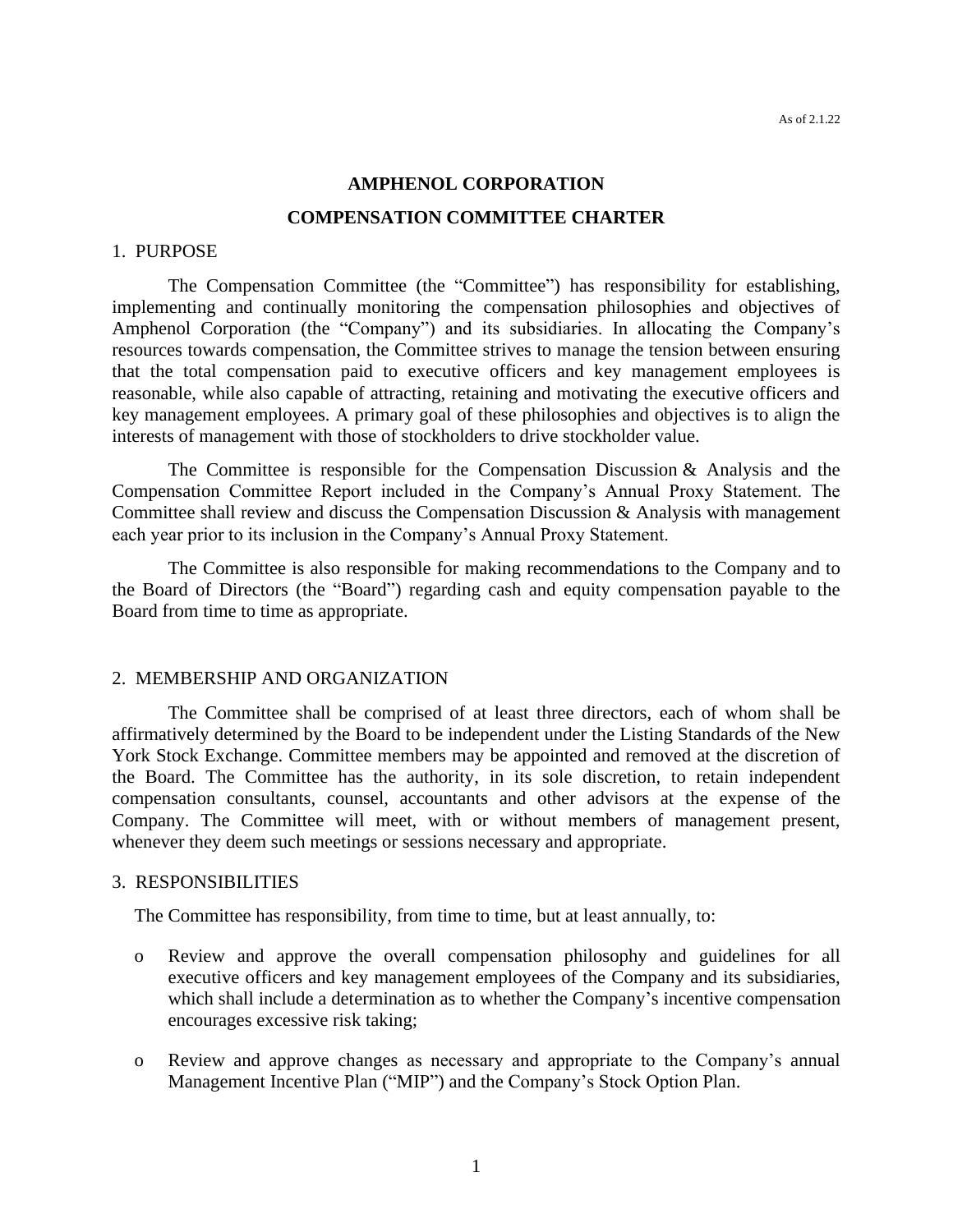As of 2.1.22

# AMPHENOL CORPORATION

# COMPENSATION COMMITTEE CHARTER

## 1. PURPOSE

The Compensation Committee (the "Committee") has responsibility for establishing, implementing and continually monitoring the compensation philosophies and objectives of Amphenol Corporation (the "Company") and its subsidiaries. In allocating the Company's resources towards compensation, the Committee strives to manage the tension between ensuring that the total compensation paid to executive officers and key management employees is reasonable, while also capable of attracting, retaining and motivating the executive officers and key management employees. A primary goal of these philosophies and objectives is to align the interests of management with those of stockholders to drive stockholder value.

The Committee is responsible for the Compensation Discussion & Analysis and the Compensation Committee Report included in the Company's Annual Proxy Statement. The Committee shall review and discuss the Compensation Discussion & Analysis with management each year prior to its inclusion in the Company's Annual Proxy Statement.

The Committee is also responsible for making recommendations to the Company and to the Board of Directors (the "Board") regarding cash and equity compensation payable to the Board from time to time as appropriate.

## 2. MEMBERSHIP AND ORGANIZATION

The Committee shall be comprised of at least three directors, each of whom shall be affirmatively determined by the Board to be independent under the Listing Standards of the New York Stock Exchange. Committee members may be appointed and removed at the discretion of the Board. The Committee has the authority, in its sole discretion, to retain independent compensation consultants, counsel, accountants and other advisors at the expense of the Company. The Committee will meet, with or without members of management present, whenever they deem such meetings or sessions necessary and appropriate.

## 3. RESPONSIBILITIES

The Committee has responsibility, from time to time, but at least annually, to:

- Review and approve the overall compensation philosophy and guidelines for all executive officers and key management employees of the Company and its subsidiaries, which shall include a determination as to whether the Company's incentive compensation encourages excessive risk taking;
- Review and approve changes as necessary and appropriate to the Company's annual Management Incentive Plan ("MIP") and the Company's Stock Option Plan.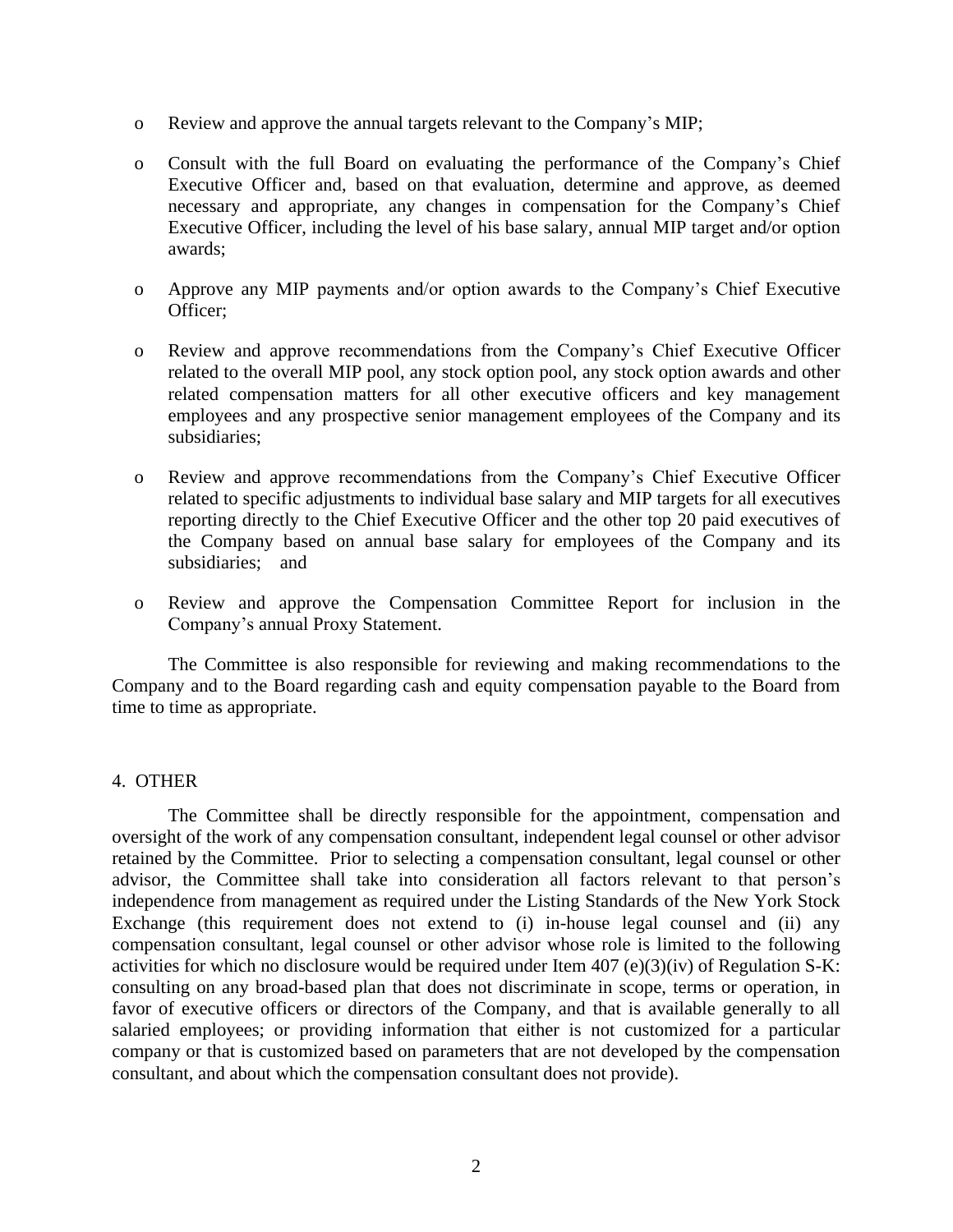- Review and approve the annual targets relevant to the Company's MIP;
- Consult with the full Board on evaluating the performance of the Company's Chief Executive Officer and, based on that evaluation, determine and approve, as deemed necessary and appropriate, any changes in compensation for the Company's Chief Executive Officer, including the level of his base salary, annual MIP target and/or option awards;
- Approve any MIP payments and/or option awards to the Company's Chief Executive Officer;
- Review and approve recommendations from the Company's Chief Executive Officer related to the overall MIP pool, any stock option pool, any stock option awards and other related compensation matters for all other executive officers and key management employees and any prospective senior management employees of the Company and its subsidiaries;
- Review and approve recommendations from the Company's Chief Executive Officer related to specific adjustments to individual base salary and MIP targets for all executives reporting directly to the Chief Executive Officer and the other top 20 paid executives of the Company based on annual base salary for employees of the Company and its subsidiaries; and
- Review and approve the Compensation Committee Report for inclusion in the Company's annual Proxy Statement.

The Committee is also responsible for reviewing and making recommendations to the Company and to the Board regarding cash and equity compensation payable to the Board from time to time as appropriate.

## 4. OTHER

The Committee shall be directly responsible for the appointment, compensation and oversight of the work of any compensation consultant, independent legal counsel or other advisor retained by the Committee. Prior to selecting a compensation consultant, legal counsel or other advisor, the Committee shall take into consideration all factors relevant to that person's independence from management as required under the Listing Standards of the New York Stock Exchange (this requirement does not extend to (i) in-house legal counsel and (ii) any compensation consultant, legal counsel or other advisor whose role is limited to the following activities for which no disclosure would be required under Item 407 (e)(3)(iv) of Regulation S-K: consulting on any broad-based plan that does not discriminate in scope, terms or operation, in favor of executive officers or directors of the Company, and that is available generally to all salaried employees; or providing information that either is not customized for a particular company or that is customized based on parameters that are not developed by the compensation consultant, and about which the compensation consultant does not provide).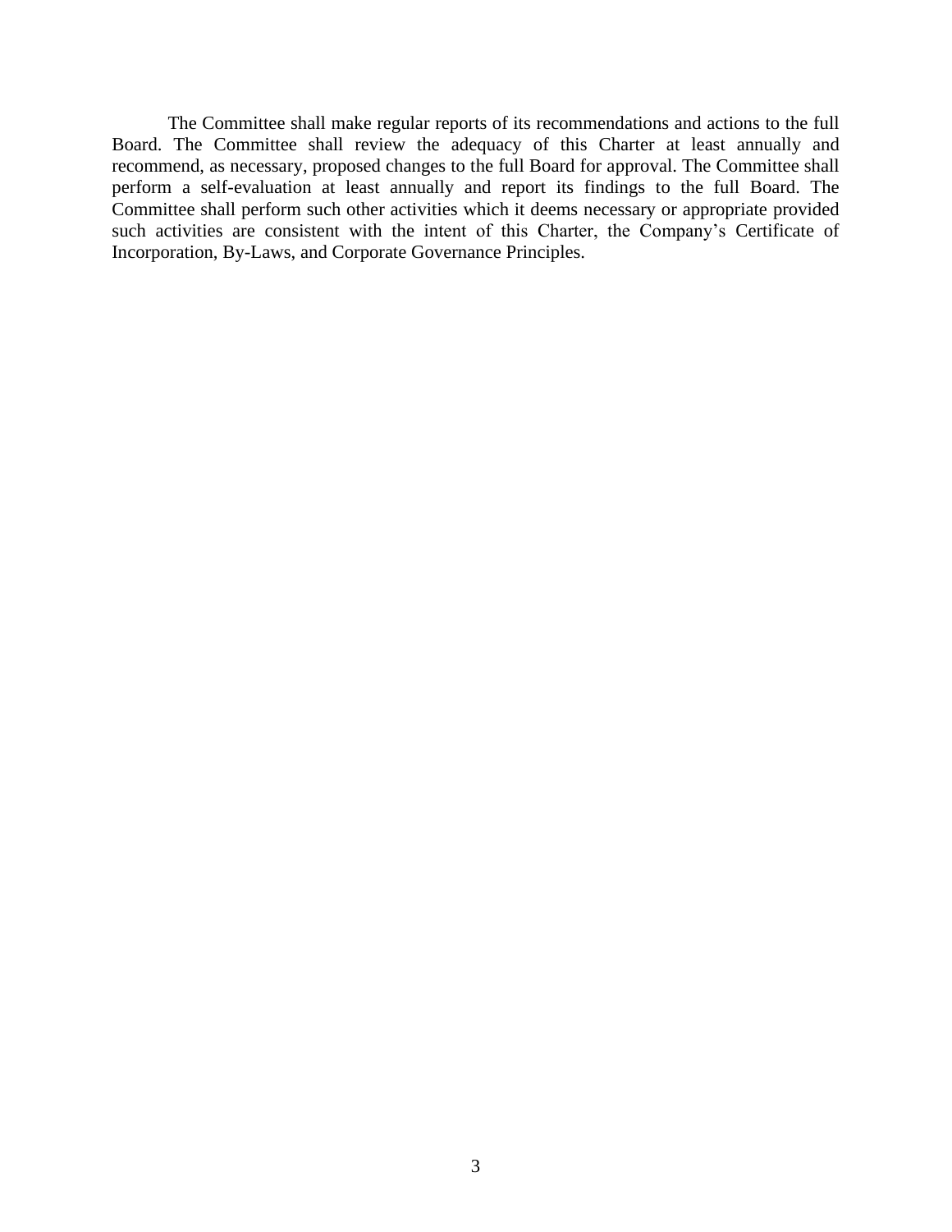The Committee shall make regular reports of its recommendations and actions to the full Board. The Committee shall review the adequacy of this Charter at least annually and recommend, as necessary, proposed changes to the full Board for approval. The Committee shall perform a self-evaluation at least annually and report its findings to the full Board. The Committee shall perform such other activities which it deems necessary or appropriate provided such activities are consistent with the intent of this Charter, the Company's Certificate of Incorporation, By-Laws, and Corporate Governance Principles.